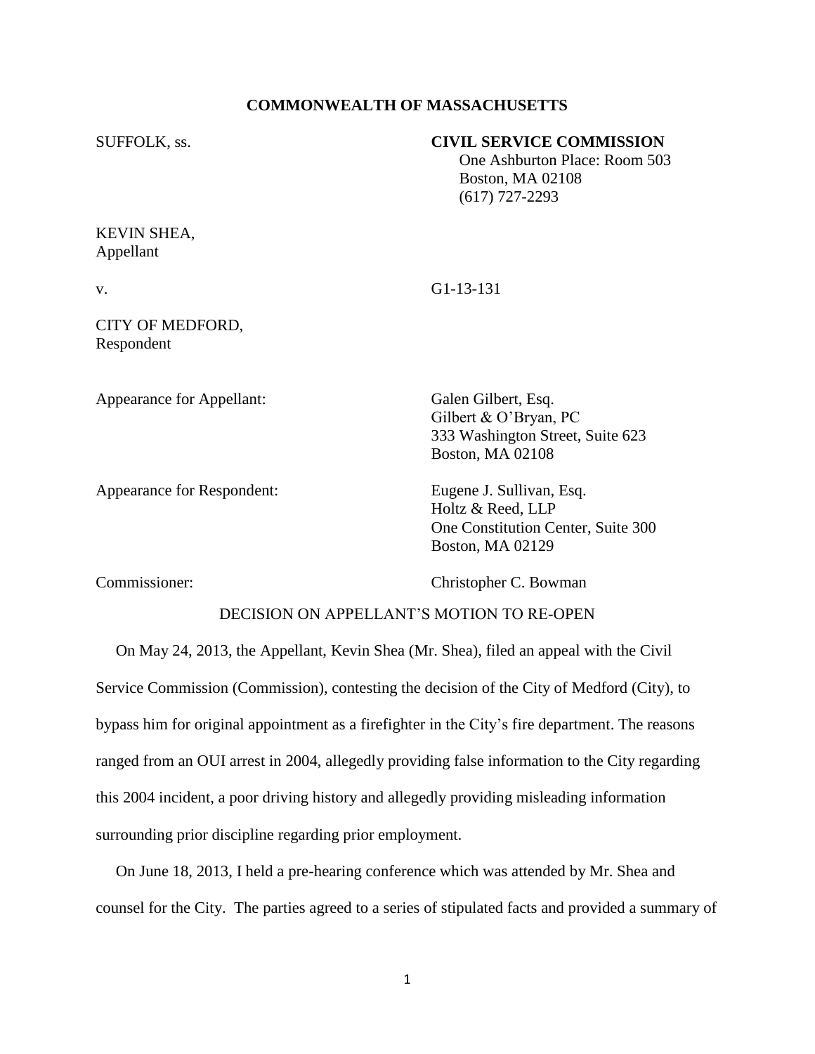**COMMONWEALTH OF MASSACHUSETTS**

SUFFOLK, ss.

**CIVIL SERVICE COMMISSION**
One Ashburton Place: Room 503
Boston, MA 02108
(617) 727-2293

KEVIN SHEA,
Appellant

v. G1-13-131

CITY OF MEDFORD,
Respondent

Appearance for Appellant:
Galen Gilbert, Esq.
Gilbert & O'Bryan, PC
333 Washington Street, Suite 623
Boston, MA 02108

Appearance for Respondent:
Eugene J. Sullivan, Esq.
Holtz & Reed, LLP
One Constitution Center, Suite 300
Boston, MA 02129

Commissioner: Christopher C. Bowman

DECISION ON APPELLANT'S MOTION TO RE-OPEN

On May 24, 2013, the Appellant, Kevin Shea (Mr. Shea), filed an appeal with the Civil Service Commission (Commission), contesting the decision of the City of Medford (City), to bypass him for original appointment as a firefighter in the City's fire department. The reasons ranged from an OUI arrest in 2004, allegedly providing false information to the City regarding this 2004 incident, a poor driving history and allegedly providing misleading information surrounding prior discipline regarding prior employment.

On June 18, 2013, I held a pre-hearing conference which was attended by Mr. Shea and counsel for the City. The parties agreed to a series of stipulated facts and provided a summary of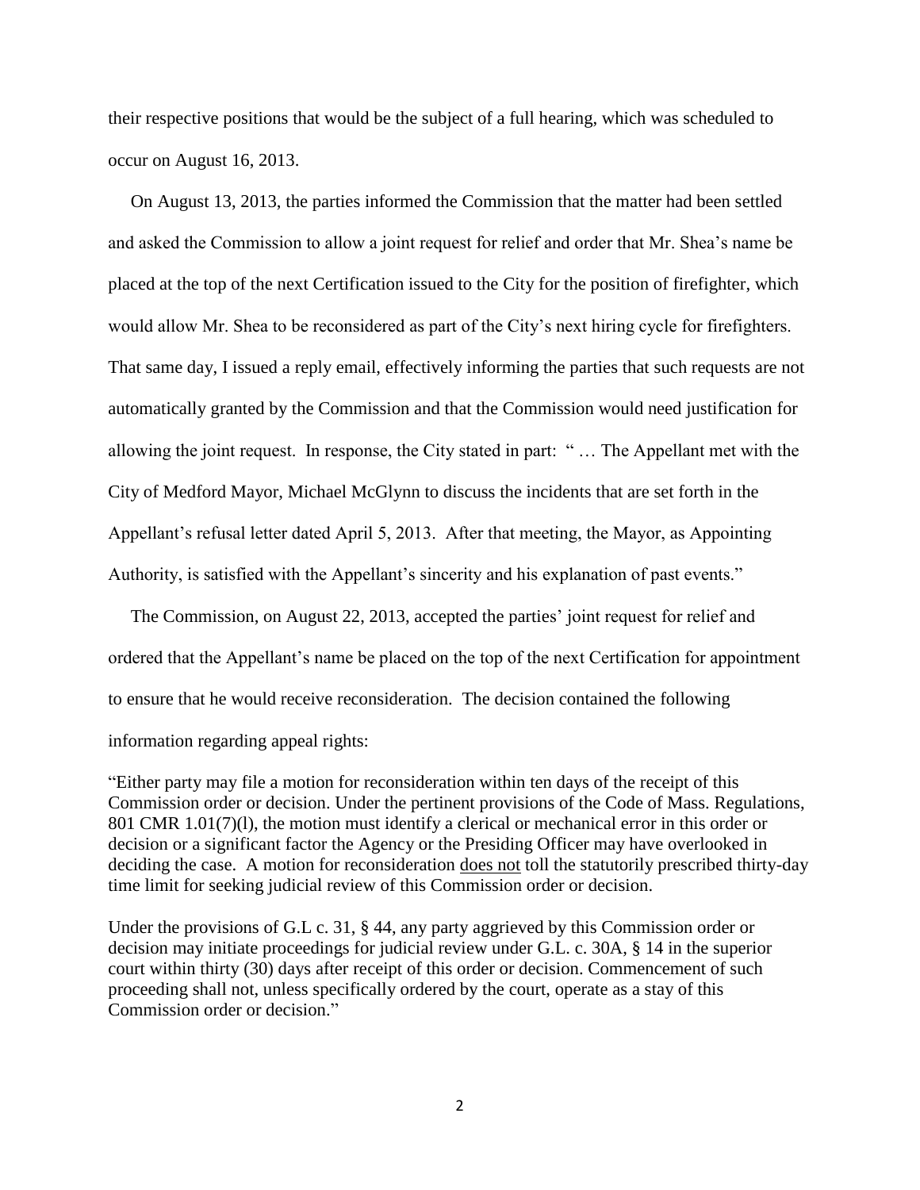their respective positions that would be the subject of a full hearing, which was scheduled to occur on August 16, 2013.

On August 13, 2013, the parties informed the Commission that the matter had been settled and asked the Commission to allow a joint request for relief and order that Mr. Shea's name be placed at the top of the next Certification issued to the City for the position of firefighter, which would allow Mr. Shea to be reconsidered as part of the City's next hiring cycle for firefighters. That same day, I issued a reply email, effectively informing the parties that such requests are not automatically granted by the Commission and that the Commission would need justification for allowing the joint request. In response, the City stated in part: " … The Appellant met with the City of Medford Mayor, Michael McGlynn to discuss the incidents that are set forth in the Appellant's refusal letter dated April 5, 2013. After that meeting, the Mayor, as Appointing Authority, is satisfied with the Appellant's sincerity and his explanation of past events."

The Commission, on August 22, 2013, accepted the parties' joint request for relief and ordered that the Appellant's name be placed on the top of the next Certification for appointment to ensure that he would receive reconsideration. The decision contained the following information regarding appeal rights:

"Either party may file a motion for reconsideration within ten days of the receipt of this Commission order or decision. Under the pertinent provisions of the Code of Mass. Regulations, 801 CMR 1.01(7)(l), the motion must identify a clerical or mechanical error in this order or decision or a significant factor the Agency or the Presiding Officer may have overlooked in deciding the case. A motion for reconsideration does not toll the statutorily prescribed thirty-day time limit for seeking judicial review of this Commission order or decision.

Under the provisions of G.L c. 31, § 44, any party aggrieved by this Commission order or decision may initiate proceedings for judicial review under G.L. c. 30A, § 14 in the superior court within thirty (30) days after receipt of this order or decision. Commencement of such proceeding shall not, unless specifically ordered by the court, operate as a stay of this Commission order or decision."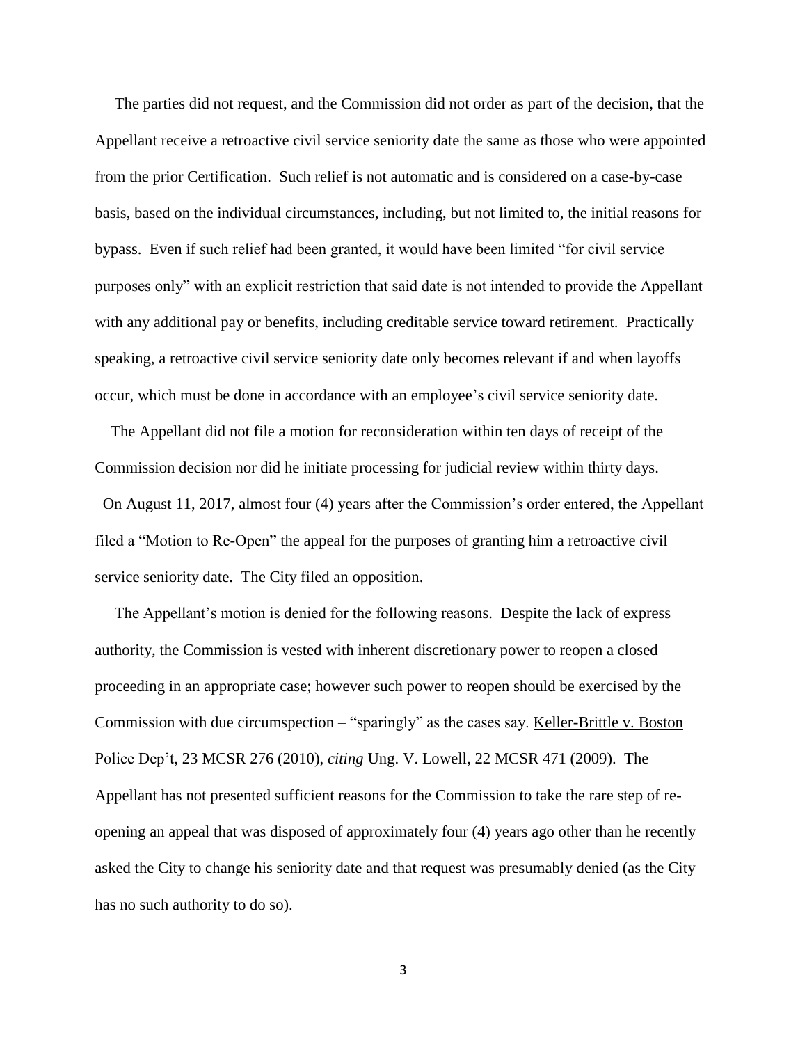The parties did not request, and the Commission did not order as part of the decision, that the Appellant receive a retroactive civil service seniority date the same as those who were appointed from the prior Certification. Such relief is not automatic and is considered on a case-by-case basis, based on the individual circumstances, including, but not limited to, the initial reasons for bypass. Even if such relief had been granted, it would have been limited "for civil service purposes only" with an explicit restriction that said date is not intended to provide the Appellant with any additional pay or benefits, including creditable service toward retirement. Practically speaking, a retroactive civil service seniority date only becomes relevant if and when layoffs occur, which must be done in accordance with an employee's civil service seniority date.

The Appellant did not file a motion for reconsideration within ten days of receipt of the Commission decision nor did he initiate processing for judicial review within thirty days.

On August 11, 2017, almost four (4) years after the Commission's order entered, the Appellant filed a "Motion to Re-Open" the appeal for the purposes of granting him a retroactive civil service seniority date. The City filed an opposition.

The Appellant's motion is denied for the following reasons. Despite the lack of express authority, the Commission is vested with inherent discretionary power to reopen a closed proceeding in an appropriate case; however such power to reopen should be exercised by the Commission with due circumspection – "sparingly" as the cases say. Keller-Brittle v. Boston Police Dep't, 23 MCSR 276 (2010), *citing* Ung. V. Lowell, 22 MCSR 471 (2009). The Appellant has not presented sufficient reasons for the Commission to take the rare step of re-opening an appeal that was disposed of approximately four (4) years ago other than he recently asked the City to change his seniority date and that request was presumably denied (as the City has no such authority to do so).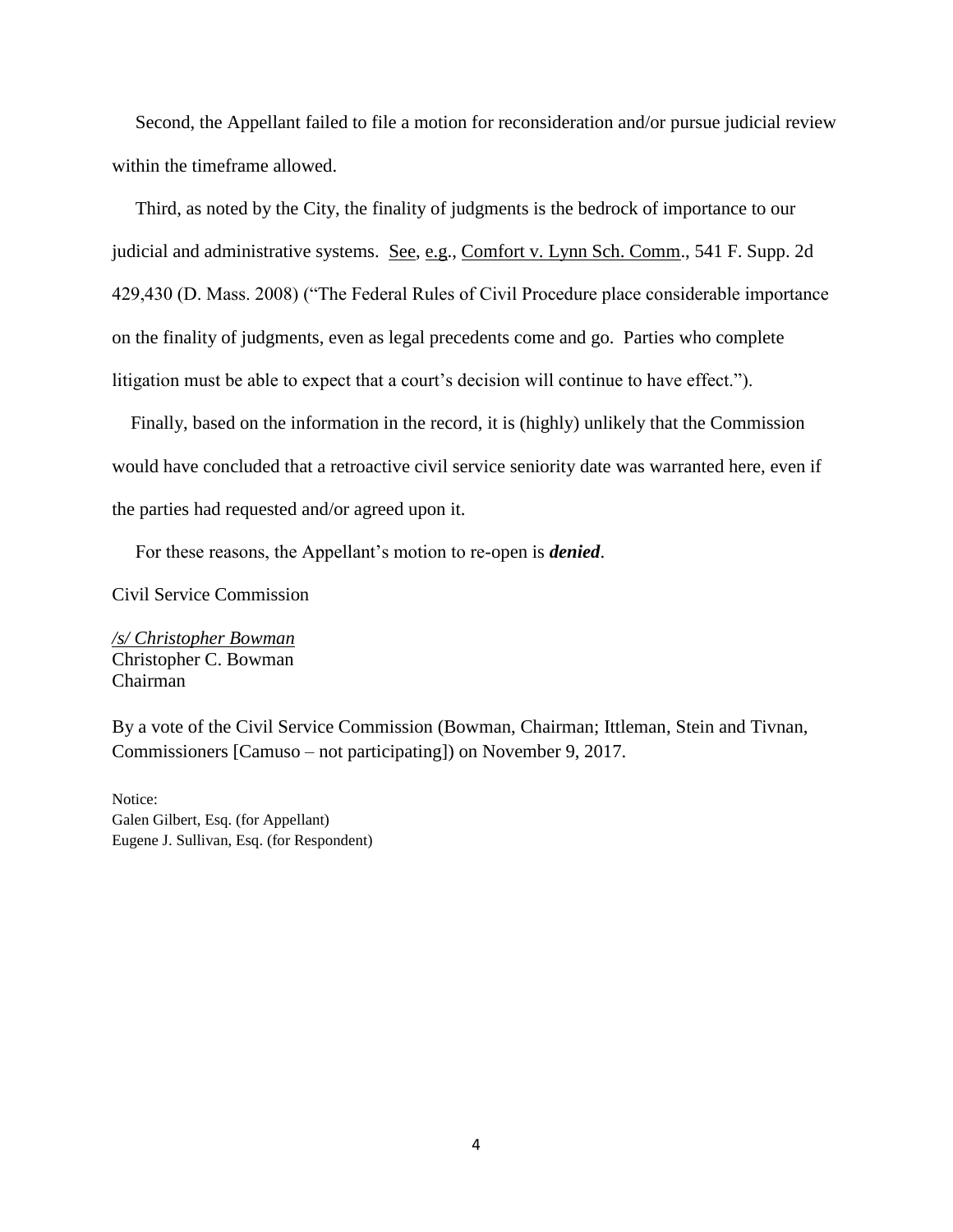Second, the Appellant failed to file a motion for reconsideration and/or pursue judicial review within the timeframe allowed.

Third, as noted by the City, the finality of judgments is the bedrock of importance to our judicial and administrative systems. See, e.g., Comfort v. Lynn Sch. Comm., 541 F. Supp. 2d 429,430 (D. Mass. 2008) ("The Federal Rules of Civil Procedure place considerable importance on the finality of judgments, even as legal precedents come and go. Parties who complete litigation must be able to expect that a court's decision will continue to have effect.").

Finally, based on the information in the record, it is (highly) unlikely that the Commission would have concluded that a retroactive civil service seniority date was warranted here, even if the parties had requested and/or agreed upon it.

For these reasons, the Appellant's motion to re-open is ***denied***.

Civil Service Commission

*/s/ Christopher Bowman*
Christopher C. Bowman
Chairman

By a vote of the Civil Service Commission (Bowman, Chairman; Ittleman, Stein and Tivnan, Commissioners [Camuso – not participating]) on November 9, 2017.

Notice:
Galen Gilbert, Esq. (for Appellant)
Eugene J. Sullivan, Esq. (for Respondent)